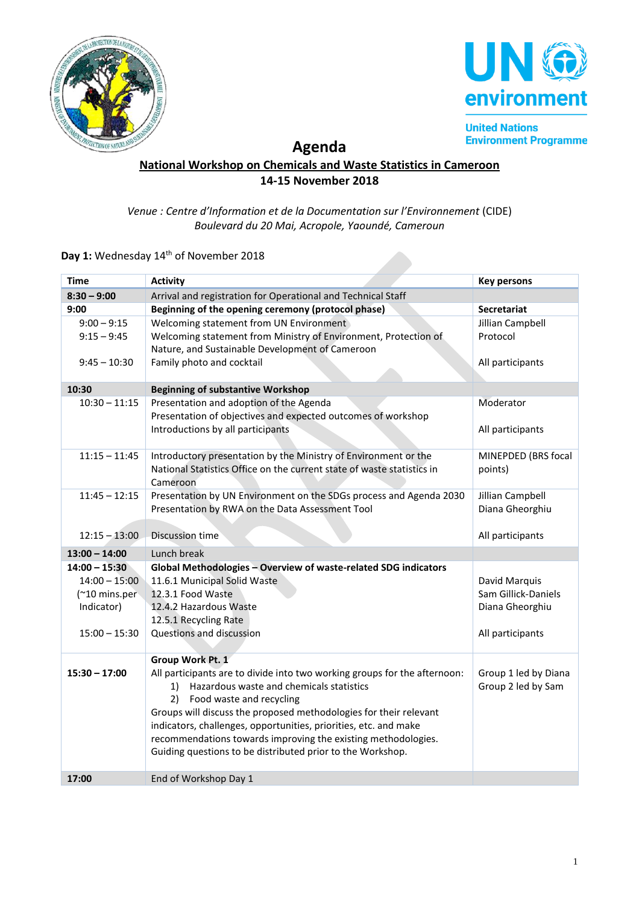# Agenda

## National Workshop on Chemicals and Waste Statistics in Cameroon

**14-15 November 2018**

*Venue : Centre d'Information et de la Documentation sur l'Environnement* (CIDE)
*Boulevard du 20 Mai, Acropole, Yaoundé, Cameroun*

**Day 1:** Wednesday 14th of November 2018

| Time | Activity | Key persons |
|---|---|---|
| **8:30 – 9:00** | Arrival and registration for Operational and Technical Staff | |
| **9:00** | **Beginning of the opening ceremony (protocol phase)** | **Secretariat** |
| 9:00 – 9:15<br>9:15 – 9:45<br><br>9:45 – 10:30 | Welcoming statement from UN Environment<br>Welcoming statement from Ministry of Environment, Protection of Nature, and Sustainable Development of Cameroon<br>Family photo and cocktail | Jillian Campbell<br>Protocol<br><br>All participants |
| **10:30** | **Beginning of substantive Workshop** | |
| 10:30 – 11:15 | Presentation and adoption of the Agenda<br>Presentation of objectives and expected outcomes of workshop<br>Introductions by all participants | Moderator<br><br>All participants |
| 11:15 – 11:45 | Introductory presentation by the Ministry of Environment or the National Statistics Office on the current state of waste statistics in Cameroon | MINEPDED (BRS focal points) |
| 11:45 – 12:15<br><br><br>12:15 – 13:00 | Presentation by UN Environment on the SDGs process and Agenda 2030<br>Presentation by RWA on the Data Assessment Tool<br><br>Discussion time | Jillian Campbell<br>Diana Gheorghiu<br><br>All participants |
| **13:00 – 14:00** | Lunch break | |
| **14:00 – 15:30**<br>14:00 – 15:00<br>(~10 mins.per Indicator)<br><br>15:00 – 15:30 | **Global Methodologies – Overview of waste-related SDG indicators**<br>11.6.1 Municipal Solid Waste<br>12.3.1 Food Waste<br>12.4.2 Hazardous Waste<br>12.5.1 Recycling Rate<br>Questions and discussion | <br>David Marquis<br>Sam Gillick-Daniels<br>Diana Gheorghiu<br><br>All participants |
| **15:30 – 17:00** | **Group Work Pt. 1**<br>All participants are to divide into two working groups for the afternoon:<br>1) Hazardous waste and chemicals statistics<br>2) Food waste and recycling<br>Groups will discuss the proposed methodologies for their relevant indicators, challenges, opportunities, priorities, etc. and make recommendations towards improving the existing methodologies.<br>Guiding questions to be distributed prior to the Workshop. | Group 1 led by Diana<br>Group 2 led by Sam |
| **17:00** | End of Workshop Day 1 | |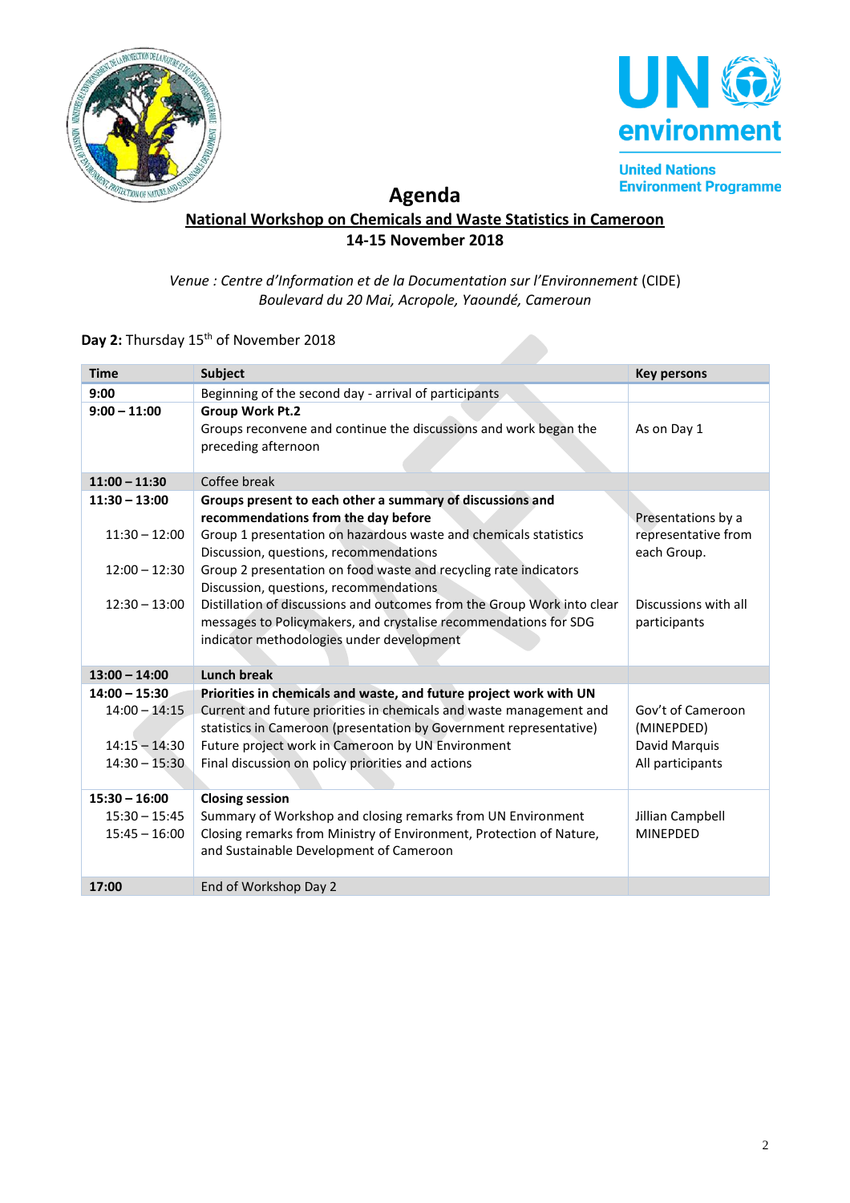# Agenda

## National Workshop on Chemicals and Waste Statistics in Cameroon

**14-15 November 2018**

*Venue : Centre d'Information et de la Documentation sur l'Environnement* (CIDE)
*Boulevard du 20 Mai, Acropole, Yaoundé, Cameroun*

**Day 2:** Thursday 15[th] of November 2018

| Time | Subject | Key persons |
|---|---|---|
| **9:00** | Beginning of the second day - arrival of participants | |
| **9:00 – 11:00** | **Group Work Pt.2**<br>Groups reconvene and continue the discussions and work began the preceding afternoon | As on Day 1 |
| **11:00 – 11:30** | Coffee break | |
| **11:30 – 13:00**<br><br>11:30 – 12:00<br><br>12:00 – 12:30<br><br>12:30 – 13:00 | **Groups present to each other a summary of discussions and recommendations from the day before**<br>Group 1 presentation on hazardous waste and chemicals statistics<br>Discussion, questions, recommendations<br>Group 2 presentation on food waste and recycling rate indicators<br>Discussion, questions, recommendations<br>Distillation of discussions and outcomes from the Group Work into clear messages to Policymakers, and crystalise recommendations for SDG indicator methodologies under development | Presentations by a representative from each Group.<br><br>Discussions with all participants |
| **13:00 – 14:00** | **Lunch break** | |
| **14:00 – 15:30**<br>14:00 – 14:15<br><br>14:15 – 14:30<br>14:30 – 15:30 | **Priorities in chemicals and waste, and future project work with UN**<br>Current and future priorities in chemicals and waste management and statistics in Cameroon (presentation by Government representative)<br>Future project work in Cameroon by UN Environment<br>Final discussion on policy priorities and actions | Gov't of Cameroon (MINEPDED)<br>David Marquis<br>All participants |
| **15:30 – 16:00**<br>15:30 – 15:45<br>15:45 – 16:00 | **Closing session**<br>Summary of Workshop and closing remarks from UN Environment<br>Closing remarks from Ministry of Environment, Protection of Nature, and Sustainable Development of Cameroon | Jillian Campbell<br>MINEPDED |
| **17:00** | End of Workshop Day 2 | |